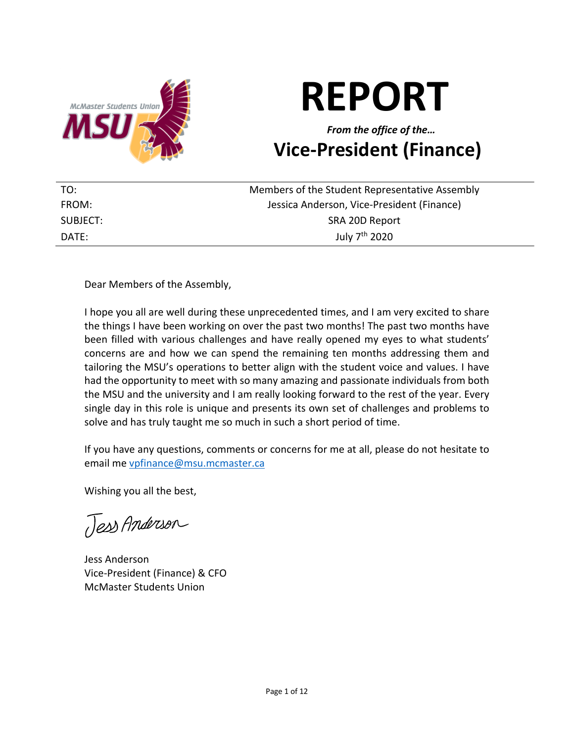# REPORT

***From the office of the…***

## Vice-President (Finance)

| | |
|---|---|
| TO: | Members of the Student Representative Assembly |
| FROM: | Jessica Anderson, Vice-President (Finance) |
| SUBJECT: | SRA 20D Report |
| DATE: | July 7th 2020 |

Dear Members of the Assembly,

I hope you all are well during these unprecedented times, and I am very excited to share the things I have been working on over the past two months! The past two months have been filled with various challenges and have really opened my eyes to what students' concerns are and how we can spend the remaining ten months addressing them and tailoring the MSU's operations to better align with the student voice and values. I have had the opportunity to meet with so many amazing and passionate individuals from both the MSU and the university and I am really looking forward to the rest of the year. Every single day in this role is unique and presents its own set of challenges and problems to solve and has truly taught me so much in such a short period of time.

If you have any questions, comments or concerns for me at all, please do not hesitate to email me vpfinance@msu.mcmaster.ca

Wishing you all the best,

Jess Anderson

Jess Anderson
Vice-President (Finance) & CFO
McMaster Students Union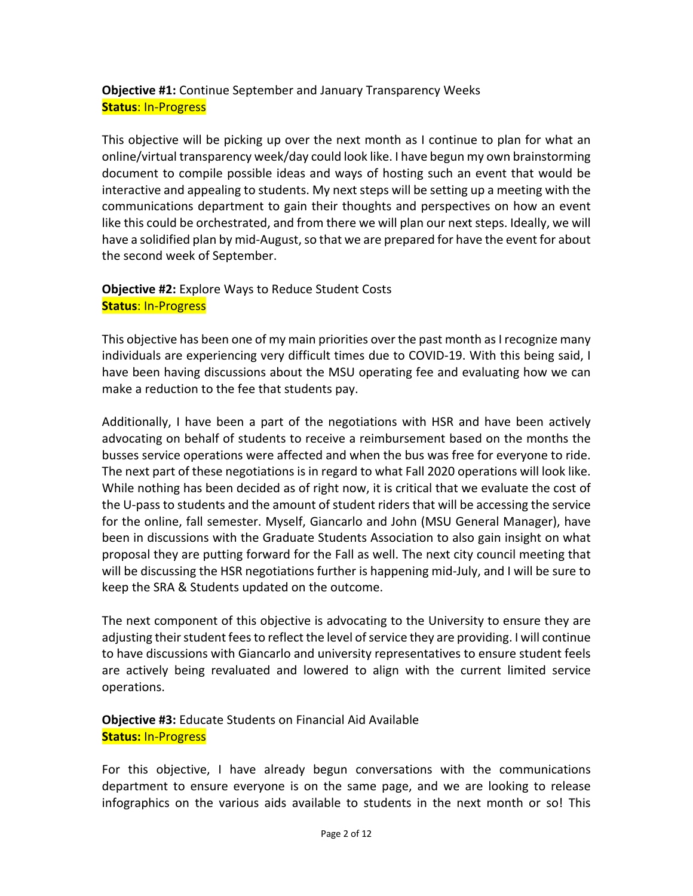**Objective #1:** Continue September and January Transparency Weeks
**Status**: In-Progress

This objective will be picking up over the next month as I continue to plan for what an online/virtual transparency week/day could look like. I have begun my own brainstorming document to compile possible ideas and ways of hosting such an event that would be interactive and appealing to students. My next steps will be setting up a meeting with the communications department to gain their thoughts and perspectives on how an event like this could be orchestrated, and from there we will plan our next steps. Ideally, we will have a solidified plan by mid-August, so that we are prepared for have the event for about the second week of September.

**Objective #2:** Explore Ways to Reduce Student Costs
**Status**: In-Progress

This objective has been one of my main priorities over the past month as I recognize many individuals are experiencing very difficult times due to COVID-19. With this being said, I have been having discussions about the MSU operating fee and evaluating how we can make a reduction to the fee that students pay.

Additionally, I have been a part of the negotiations with HSR and have been actively advocating on behalf of students to receive a reimbursement based on the months the busses service operations were affected and when the bus was free for everyone to ride. The next part of these negotiations is in regard to what Fall 2020 operations will look like. While nothing has been decided as of right now, it is critical that we evaluate the cost of the U-pass to students and the amount of student riders that will be accessing the service for the online, fall semester. Myself, Giancarlo and John (MSU General Manager), have been in discussions with the Graduate Students Association to also gain insight on what proposal they are putting forward for the Fall as well. The next city council meeting that will be discussing the HSR negotiations further is happening mid-July, and I will be sure to keep the SRA & Students updated on the outcome.

The next component of this objective is advocating to the University to ensure they are adjusting their student fees to reflect the level of service they are providing. I will continue to have discussions with Giancarlo and university representatives to ensure student feels are actively being revaluated and lowered to align with the current limited service operations.

**Objective #3:** Educate Students on Financial Aid Available
**Status:** In-Progress

For this objective, I have already begun conversations with the communications department to ensure everyone is on the same page, and we are looking to release infographics on the various aids available to students in the next month or so! This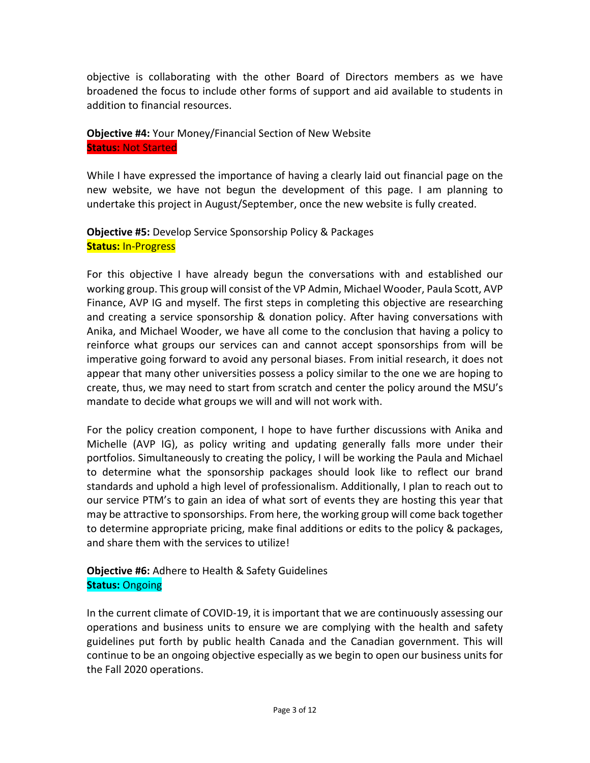objective is collaborating with the other Board of Directors members as we have broadened the focus to include other forms of support and aid available to students in addition to financial resources.

**Objective #4:** Your Money/Financial Section of New Website
**Status:** Not Started

While I have expressed the importance of having a clearly laid out financial page on the new website, we have not begun the development of this page. I am planning to undertake this project in August/September, once the new website is fully created.

**Objective #5:** Develop Service Sponsorship Policy & Packages
**Status:** In-Progress

For this objective I have already begun the conversations with and established our working group. This group will consist of the VP Admin, Michael Wooder, Paula Scott, AVP Finance, AVP IG and myself. The first steps in completing this objective are researching and creating a service sponsorship & donation policy. After having conversations with Anika, and Michael Wooder, we have all come to the conclusion that having a policy to reinforce what groups our services can and cannot accept sponsorships from will be imperative going forward to avoid any personal biases. From initial research, it does not appear that many other universities possess a policy similar to the one we are hoping to create, thus, we may need to start from scratch and center the policy around the MSU's mandate to decide what groups we will and will not work with.

For the policy creation component, I hope to have further discussions with Anika and Michelle (AVP IG), as policy writing and updating generally falls more under their portfolios. Simultaneously to creating the policy, I will be working the Paula and Michael to determine what the sponsorship packages should look like to reflect our brand standards and uphold a high level of professionalism. Additionally, I plan to reach out to our service PTM's to gain an idea of what sort of events they are hosting this year that may be attractive to sponsorships. From here, the working group will come back together to determine appropriate pricing, make final additions or edits to the policy & packages, and share them with the services to utilize!

**Objective #6:** Adhere to Health & Safety Guidelines
**Status:** Ongoing

In the current climate of COVID-19, it is important that we are continuously assessing our operations and business units to ensure we are complying with the health and safety guidelines put forth by public health Canada and the Canadian government. This will continue to be an ongoing objective especially as we begin to open our business units for the Fall 2020 operations.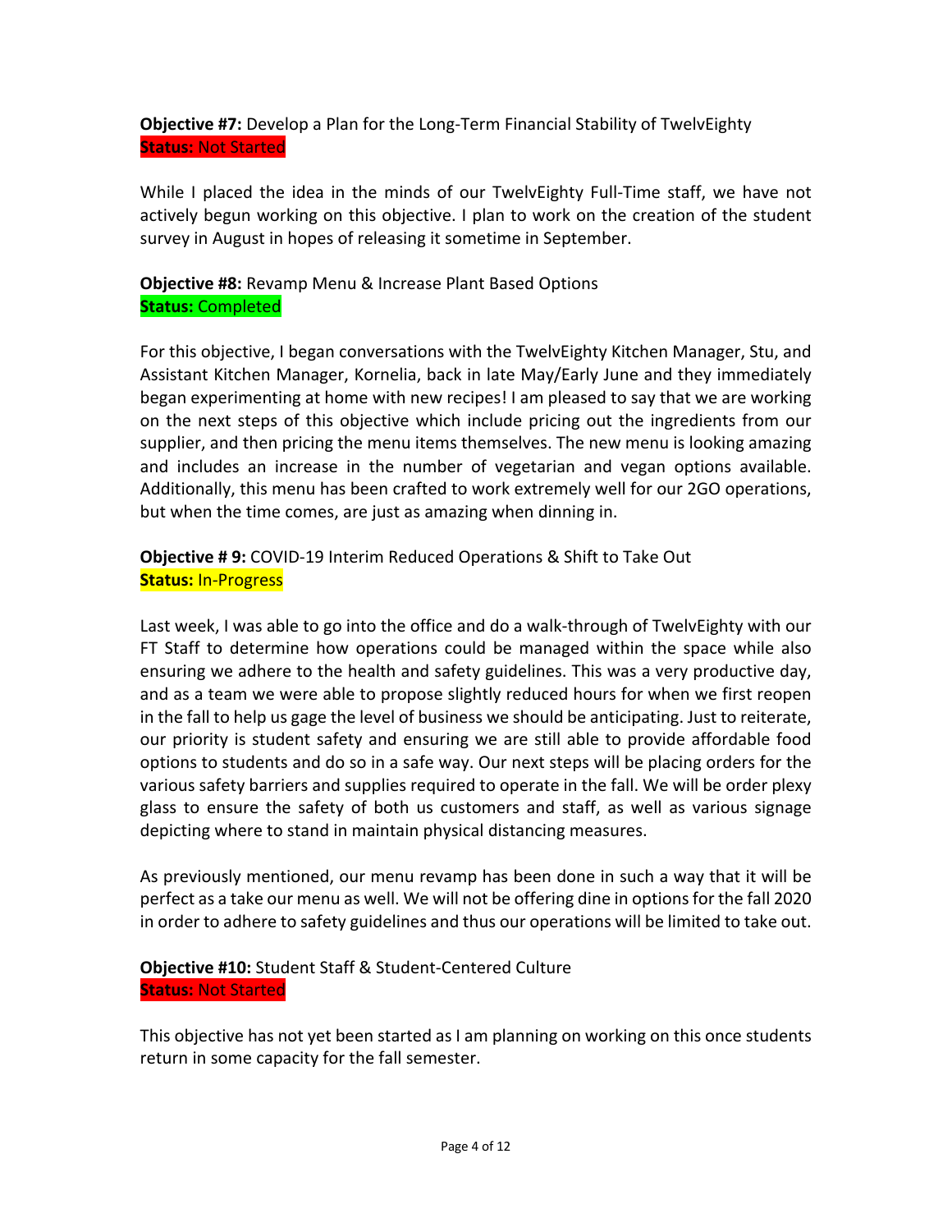**Objective #7:** Develop a Plan for the Long-Term Financial Stability of TwelvEighty
**Status:** Not Started

While I placed the idea in the minds of our TwelvEighty Full-Time staff, we have not actively begun working on this objective. I plan to work on the creation of the student survey in August in hopes of releasing it sometime in September.

**Objective #8:** Revamp Menu & Increase Plant Based Options
**Status:** Completed

For this objective, I began conversations with the TwelvEighty Kitchen Manager, Stu, and Assistant Kitchen Manager, Kornelia, back in late May/Early June and they immediately began experimenting at home with new recipes! I am pleased to say that we are working on the next steps of this objective which include pricing out the ingredients from our supplier, and then pricing the menu items themselves. The new menu is looking amazing and includes an increase in the number of vegetarian and vegan options available. Additionally, this menu has been crafted to work extremely well for our 2GO operations, but when the time comes, are just as amazing when dinning in.

**Objective # 9:** COVID-19 Interim Reduced Operations & Shift to Take Out
**Status:** In-Progress

Last week, I was able to go into the office and do a walk-through of TwelvEighty with our FT Staff to determine how operations could be managed within the space while also ensuring we adhere to the health and safety guidelines. This was a very productive day, and as a team we were able to propose slightly reduced hours for when we first reopen in the fall to help us gage the level of business we should be anticipating. Just to reiterate, our priority is student safety and ensuring we are still able to provide affordable food options to students and do so in a safe way. Our next steps will be placing orders for the various safety barriers and supplies required to operate in the fall. We will be order plexy glass to ensure the safety of both us customers and staff, as well as various signage depicting where to stand in maintain physical distancing measures.

As previously mentioned, our menu revamp has been done in such a way that it will be perfect as a take our menu as well. We will not be offering dine in options for the fall 2020 in order to adhere to safety guidelines and thus our operations will be limited to take out.

**Objective #10:** Student Staff & Student-Centered Culture
**Status:** Not Started

This objective has not yet been started as I am planning on working on this once students return in some capacity for the fall semester.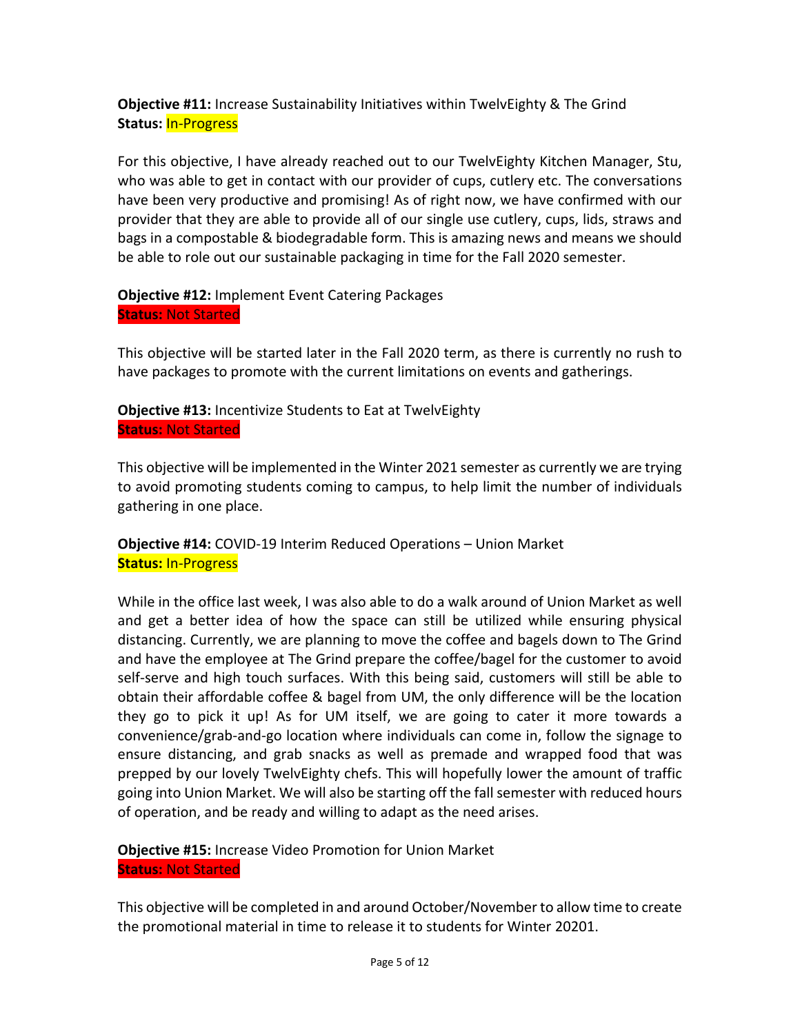**Objective #11:** Increase Sustainability Initiatives within TwelvEighty & The Grind
**Status:** In-Progress

For this objective, I have already reached out to our TwelvEighty Kitchen Manager, Stu, who was able to get in contact with our provider of cups, cutlery etc. The conversations have been very productive and promising! As of right now, we have confirmed with our provider that they are able to provide all of our single use cutlery, cups, lids, straws and bags in a compostable & biodegradable form. This is amazing news and means we should be able to role out our sustainable packaging in time for the Fall 2020 semester.

**Objective #12:** Implement Event Catering Packages
**Status:** Not Started

This objective will be started later in the Fall 2020 term, as there is currently no rush to have packages to promote with the current limitations on events and gatherings.

**Objective #13:** Incentivize Students to Eat at TwelvEighty
**Status:** Not Started

This objective will be implemented in the Winter 2021 semester as currently we are trying to avoid promoting students coming to campus, to help limit the number of individuals gathering in one place.

**Objective #14:** COVID-19 Interim Reduced Operations – Union Market
**Status:** In-Progress

While in the office last week, I was also able to do a walk around of Union Market as well and get a better idea of how the space can still be utilized while ensuring physical distancing. Currently, we are planning to move the coffee and bagels down to The Grind and have the employee at The Grind prepare the coffee/bagel for the customer to avoid self-serve and high touch surfaces. With this being said, customers will still be able to obtain their affordable coffee & bagel from UM, the only difference will be the location they go to pick it up! As for UM itself, we are going to cater it more towards a convenience/grab-and-go location where individuals can come in, follow the signage to ensure distancing, and grab snacks as well as premade and wrapped food that was prepped by our lovely TwelvEighty chefs. This will hopefully lower the amount of traffic going into Union Market. We will also be starting off the fall semester with reduced hours of operation, and be ready and willing to adapt as the need arises.

**Objective #15:** Increase Video Promotion for Union Market
**Status:** Not Started

This objective will be completed in and around October/November to allow time to create the promotional material in time to release it to students for Winter 20201.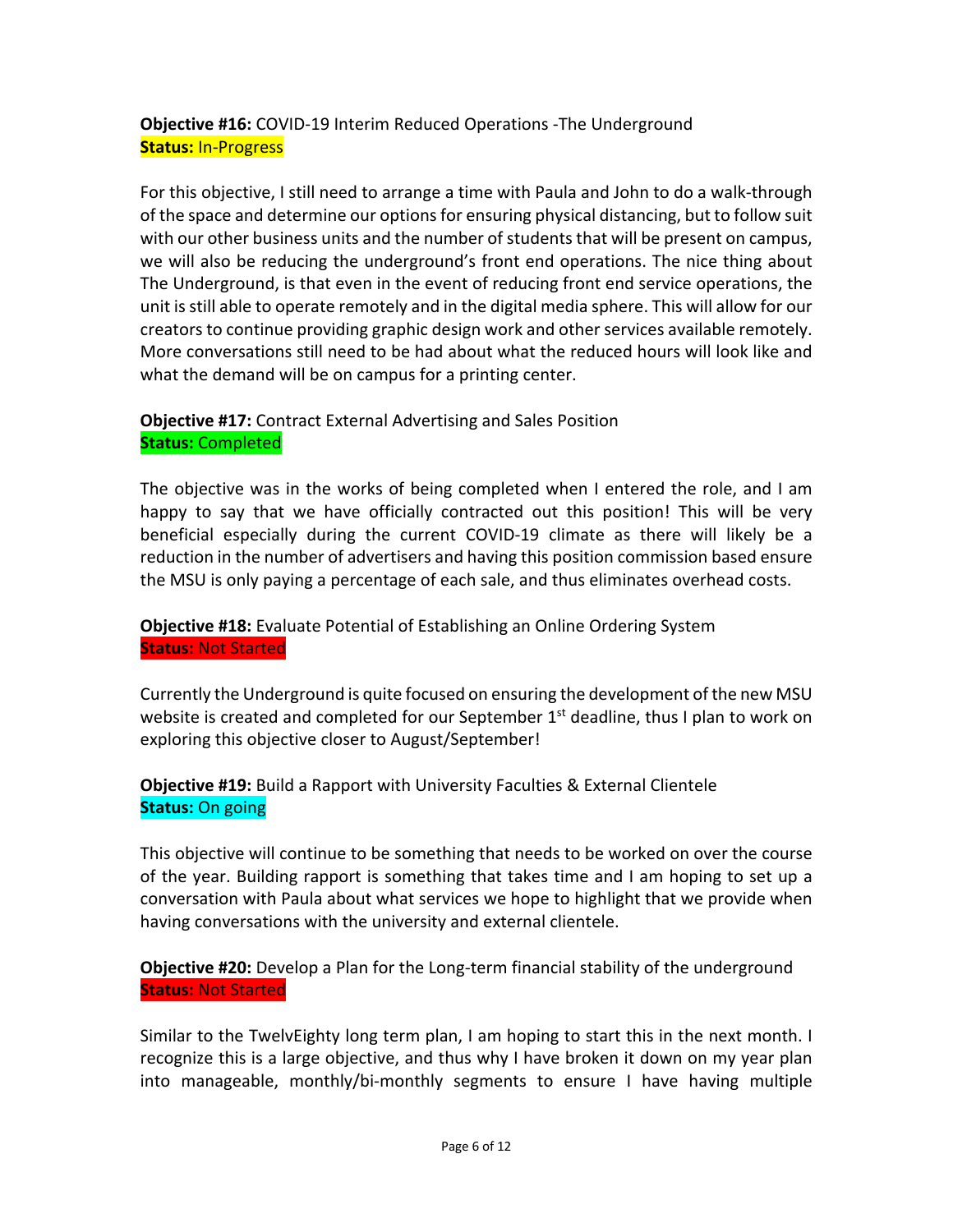**Objective #16:** COVID-19 Interim Reduced Operations -The Underground
**Status:** In-Progress

For this objective, I still need to arrange a time with Paula and John to do a walk-through of the space and determine our options for ensuring physical distancing, but to follow suit with our other business units and the number of students that will be present on campus, we will also be reducing the underground's front end operations. The nice thing about The Underground, is that even in the event of reducing front end service operations, the unit is still able to operate remotely and in the digital media sphere. This will allow for our creators to continue providing graphic design work and other services available remotely. More conversations still need to be had about what the reduced hours will look like and what the demand will be on campus for a printing center.

**Objective #17:** Contract External Advertising and Sales Position
**Status:** Completed

The objective was in the works of being completed when I entered the role, and I am happy to say that we have officially contracted out this position! This will be very beneficial especially during the current COVID-19 climate as there will likely be a reduction in the number of advertisers and having this position commission based ensure the MSU is only paying a percentage of each sale, and thus eliminates overhead costs.

**Objective #18:** Evaluate Potential of Establishing an Online Ordering System
**Status:** Not Started

Currently the Underground is quite focused on ensuring the development of the new MSU website is created and completed for our September 1st deadline, thus I plan to work on exploring this objective closer to August/September!

**Objective #19:** Build a Rapport with University Faculties & External Clientele
**Status:** On going

This objective will continue to be something that needs to be worked on over the course of the year. Building rapport is something that takes time and I am hoping to set up a conversation with Paula about what services we hope to highlight that we provide when having conversations with the university and external clientele.

**Objective #20:** Develop a Plan for the Long-term financial stability of the underground
**Status:** Not Started

Similar to the TwelvEighty long term plan, I am hoping to start this in the next month. I recognize this is a large objective, and thus why I have broken it down on my year plan into manageable, monthly/bi-monthly segments to ensure I have having multiple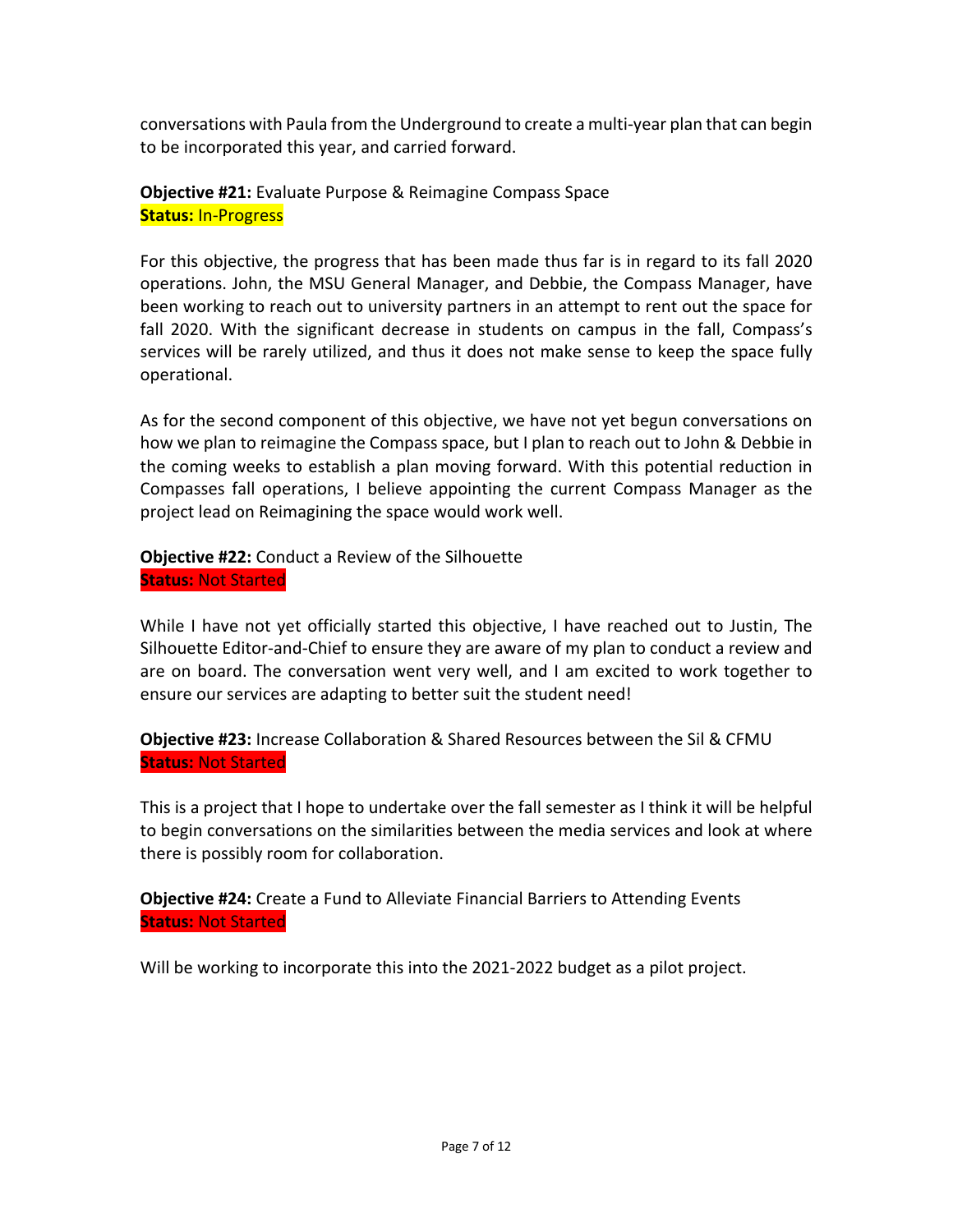conversations with Paula from the Underground to create a multi-year plan that can begin to be incorporated this year, and carried forward.

**Objective #21:** Evaluate Purpose & Reimagine Compass Space
**Status:** In-Progress

For this objective, the progress that has been made thus far is in regard to its fall 2020 operations. John, the MSU General Manager, and Debbie, the Compass Manager, have been working to reach out to university partners in an attempt to rent out the space for fall 2020. With the significant decrease in students on campus in the fall, Compass's services will be rarely utilized, and thus it does not make sense to keep the space fully operational.

As for the second component of this objective, we have not yet begun conversations on how we plan to reimagine the Compass space, but I plan to reach out to John & Debbie in the coming weeks to establish a plan moving forward. With this potential reduction in Compasses fall operations, I believe appointing the current Compass Manager as the project lead on Reimagining the space would work well.

**Objective #22:** Conduct a Review of the Silhouette
**Status:** Not Started

While I have not yet officially started this objective, I have reached out to Justin, The Silhouette Editor-and-Chief to ensure they are aware of my plan to conduct a review and are on board. The conversation went very well, and I am excited to work together to ensure our services are adapting to better suit the student need!

**Objective #23:** Increase Collaboration & Shared Resources between the Sil & CFMU
**Status:** Not Started

This is a project that I hope to undertake over the fall semester as I think it will be helpful to begin conversations on the similarities between the media services and look at where there is possibly room for collaboration.

**Objective #24:** Create a Fund to Alleviate Financial Barriers to Attending Events
**Status:** Not Started

Will be working to incorporate this into the 2021-2022 budget as a pilot project.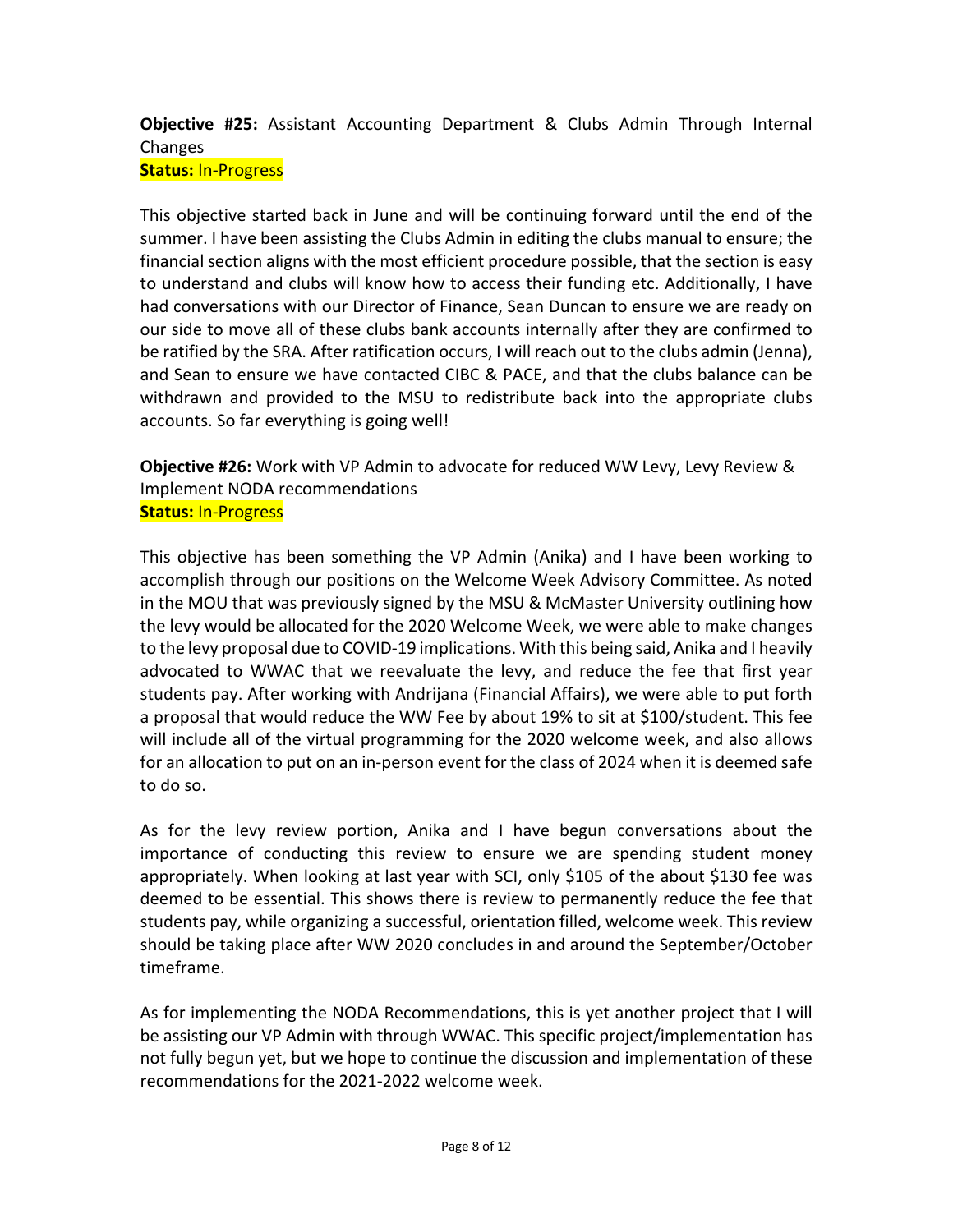**Objective #25:** Assistant Accounting Department & Clubs Admin Through Internal Changes
**Status:** In-Progress

This objective started back in June and will be continuing forward until the end of the summer. I have been assisting the Clubs Admin in editing the clubs manual to ensure; the financial section aligns with the most efficient procedure possible, that the section is easy to understand and clubs will know how to access their funding etc. Additionally, I have had conversations with our Director of Finance, Sean Duncan to ensure we are ready on our side to move all of these clubs bank accounts internally after they are confirmed to be ratified by the SRA. After ratification occurs, I will reach out to the clubs admin (Jenna), and Sean to ensure we have contacted CIBC & PACE, and that the clubs balance can be withdrawn and provided to the MSU to redistribute back into the appropriate clubs accounts. So far everything is going well!

**Objective #26:** Work with VP Admin to advocate for reduced WW Levy, Levy Review & Implement NODA recommendations
**Status:** In-Progress

This objective has been something the VP Admin (Anika) and I have been working to accomplish through our positions on the Welcome Week Advisory Committee. As noted in the MOU that was previously signed by the MSU & McMaster University outlining how the levy would be allocated for the 2020 Welcome Week, we were able to make changes to the levy proposal due to COVID-19 implications. With this being said, Anika and I heavily advocated to WWAC that we reevaluate the levy, and reduce the fee that first year students pay. After working with Andrijana (Financial Affairs), we were able to put forth a proposal that would reduce the WW Fee by about 19% to sit at $100/student. This fee will include all of the virtual programming for the 2020 welcome week, and also allows for an allocation to put on an in-person event for the class of 2024 when it is deemed safe to do so.

As for the levy review portion, Anika and I have begun conversations about the importance of conducting this review to ensure we are spending student money appropriately. When looking at last year with SCI, only $105 of the about $130 fee was deemed to be essential. This shows there is review to permanently reduce the fee that students pay, while organizing a successful, orientation filled, welcome week. This review should be taking place after WW 2020 concludes in and around the September/October timeframe.

As for implementing the NODA Recommendations, this is yet another project that I will be assisting our VP Admin with through WWAC. This specific project/implementation has not fully begun yet, but we hope to continue the discussion and implementation of these recommendations for the 2021-2022 welcome week.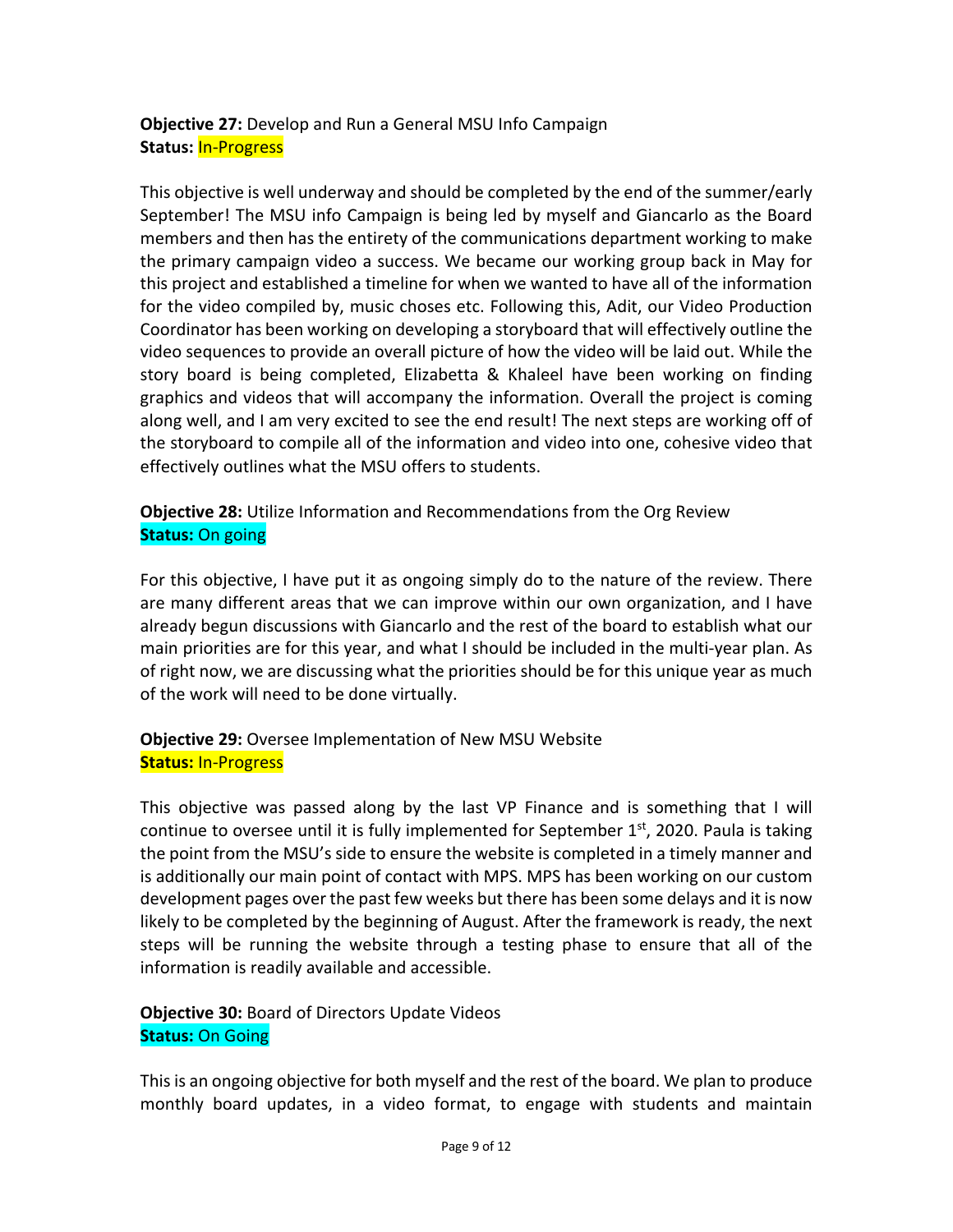**Objective 27:** Develop and Run a General MSU Info Campaign
**Status:** In-Progress

This objective is well underway and should be completed by the end of the summer/early September! The MSU info Campaign is being led by myself and Giancarlo as the Board members and then has the entirety of the communications department working to make the primary campaign video a success. We became our working group back in May for this project and established a timeline for when we wanted to have all of the information for the video compiled by, music choses etc. Following this, Adit, our Video Production Coordinator has been working on developing a storyboard that will effectively outline the video sequences to provide an overall picture of how the video will be laid out. While the story board is being completed, Elizabetta & Khaleel have been working on finding graphics and videos that will accompany the information. Overall the project is coming along well, and I am very excited to see the end result! The next steps are working off of the storyboard to compile all of the information and video into one, cohesive video that effectively outlines what the MSU offers to students.

**Objective 28:** Utilize Information and Recommendations from the Org Review
**Status:** On going

For this objective, I have put it as ongoing simply do to the nature of the review. There are many different areas that we can improve within our own organization, and I have already begun discussions with Giancarlo and the rest of the board to establish what our main priorities are for this year, and what I should be included in the multi-year plan. As of right now, we are discussing what the priorities should be for this unique year as much of the work will need to be done virtually.

**Objective 29:** Oversee Implementation of New MSU Website
**Status:** In-Progress

This objective was passed along by the last VP Finance and is something that I will continue to oversee until it is fully implemented for September 1st, 2020. Paula is taking the point from the MSU's side to ensure the website is completed in a timely manner and is additionally our main point of contact with MPS. MPS has been working on our custom development pages over the past few weeks but there has been some delays and it is now likely to be completed by the beginning of August. After the framework is ready, the next steps will be running the website through a testing phase to ensure that all of the information is readily available and accessible.

**Objective 30:** Board of Directors Update Videos
**Status:** On Going

This is an ongoing objective for both myself and the rest of the board. We plan to produce monthly board updates, in a video format, to engage with students and maintain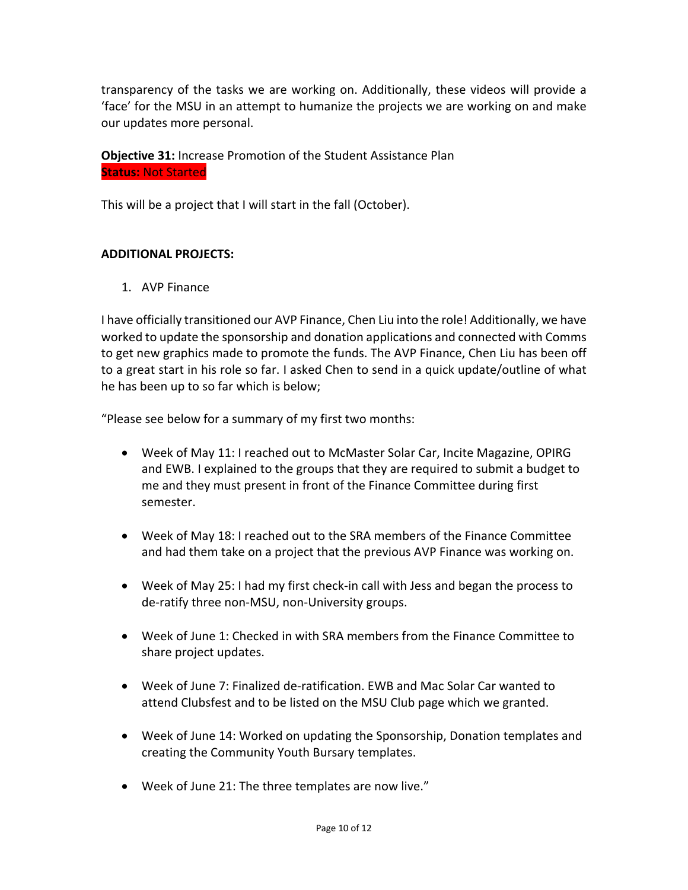transparency of the tasks we are working on. Additionally, these videos will provide a 'face' for the MSU in an attempt to humanize the projects we are working on and make our updates more personal.

**Objective 31:** Increase Promotion of the Student Assistance Plan
**Status:** Not Started

This will be a project that I will start in the fall (October).

**ADDITIONAL PROJECTS:**

1. AVP Finance

I have officially transitioned our AVP Finance, Chen Liu into the role! Additionally, we have worked to update the sponsorship and donation applications and connected with Comms to get new graphics made to promote the funds. The AVP Finance, Chen Liu has been off to a great start in his role so far. I asked Chen to send in a quick update/outline of what he has been up to so far which is below;

"Please see below for a summary of my first two months:

- Week of May 11: I reached out to McMaster Solar Car, Incite Magazine, OPIRG and EWB. I explained to the groups that they are required to submit a budget to me and they must present in front of the Finance Committee during first semester.
- Week of May 18: I reached out to the SRA members of the Finance Committee and had them take on a project that the previous AVP Finance was working on.
- Week of May 25: I had my first check-in call with Jess and began the process to de-ratify three non-MSU, non-University groups.
- Week of June 1: Checked in with SRA members from the Finance Committee to share project updates.
- Week of June 7: Finalized de-ratification. EWB and Mac Solar Car wanted to attend Clubsfest and to be listed on the MSU Club page which we granted.
- Week of June 14: Worked on updating the Sponsorship, Donation templates and creating the Community Youth Bursary templates.
- Week of June 21: The three templates are now live."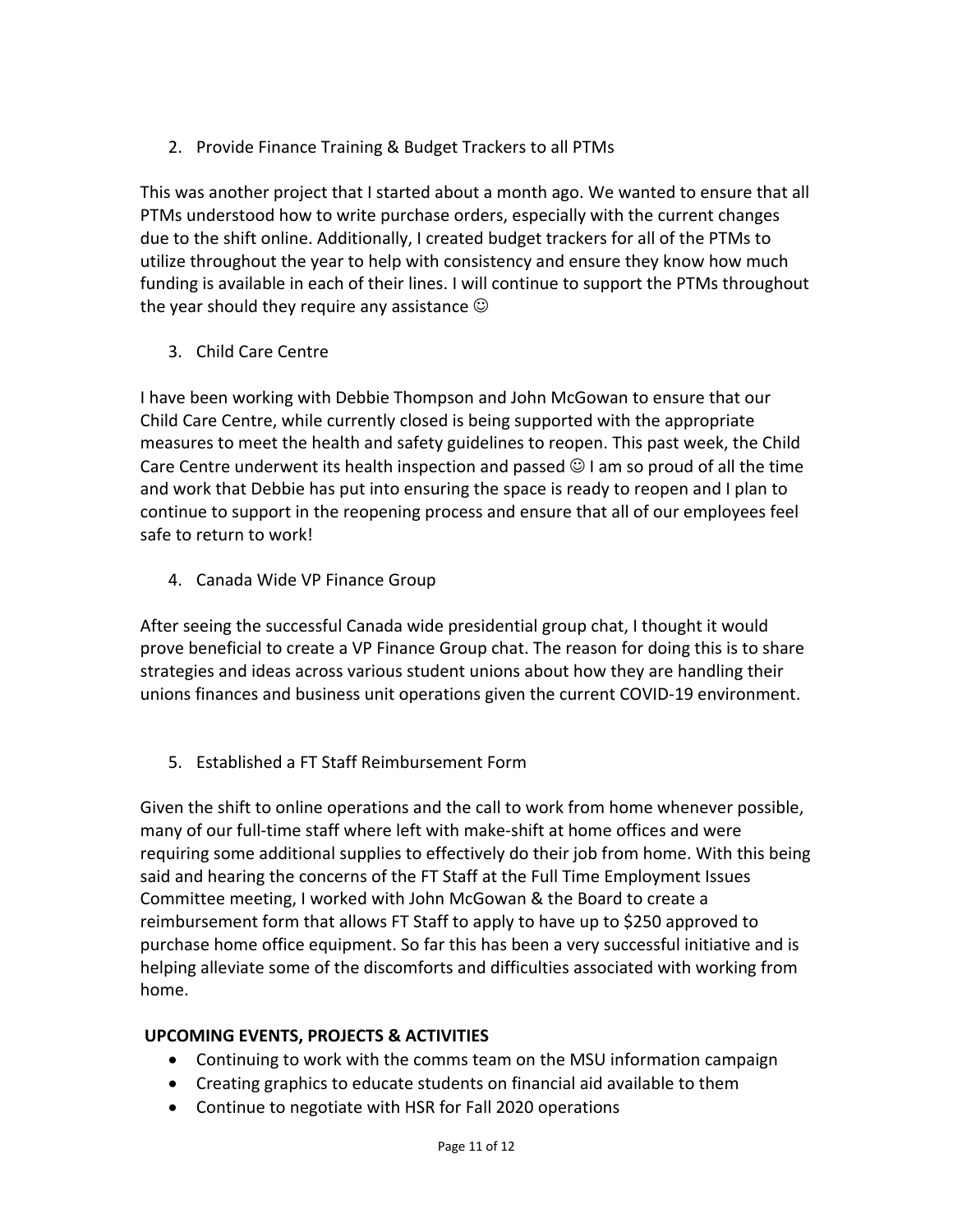2. Provide Finance Training & Budget Trackers to all PTMs

This was another project that I started about a month ago. We wanted to ensure that all PTMs understood how to write purchase orders, especially with the current changes due to the shift online. Additionally, I created budget trackers for all of the PTMs to utilize throughout the year to help with consistency and ensure they know how much funding is available in each of their lines. I will continue to support the PTMs throughout the year should they require any assistance ☺

3. Child Care Centre

I have been working with Debbie Thompson and John McGowan to ensure that our Child Care Centre, while currently closed is being supported with the appropriate measures to meet the health and safety guidelines to reopen. This past week, the Child Care Centre underwent its health inspection and passed ☺ I am so proud of all the time and work that Debbie has put into ensuring the space is ready to reopen and I plan to continue to support in the reopening process and ensure that all of our employees feel safe to return to work!

4. Canada Wide VP Finance Group

After seeing the successful Canada wide presidential group chat, I thought it would prove beneficial to create a VP Finance Group chat. The reason for doing this is to share strategies and ideas across various student unions about how they are handling their unions finances and business unit operations given the current COVID-19 environment.

5. Established a FT Staff Reimbursement Form

Given the shift to online operations and the call to work from home whenever possible, many of our full-time staff where left with make-shift at home offices and were requiring some additional supplies to effectively do their job from home. With this being said and hearing the concerns of the FT Staff at the Full Time Employment Issues Committee meeting, I worked with John McGowan & the Board to create a reimbursement form that allows FT Staff to apply to have up to $250 approved to purchase home office equipment. So far this has been a very successful initiative and is helping alleviate some of the discomforts and difficulties associated with working from home.

**UPCOMING EVENTS, PROJECTS & ACTIVITIES**

- Continuing to work with the comms team on the MSU information campaign
- Creating graphics to educate students on financial aid available to them
- Continue to negotiate with HSR for Fall 2020 operations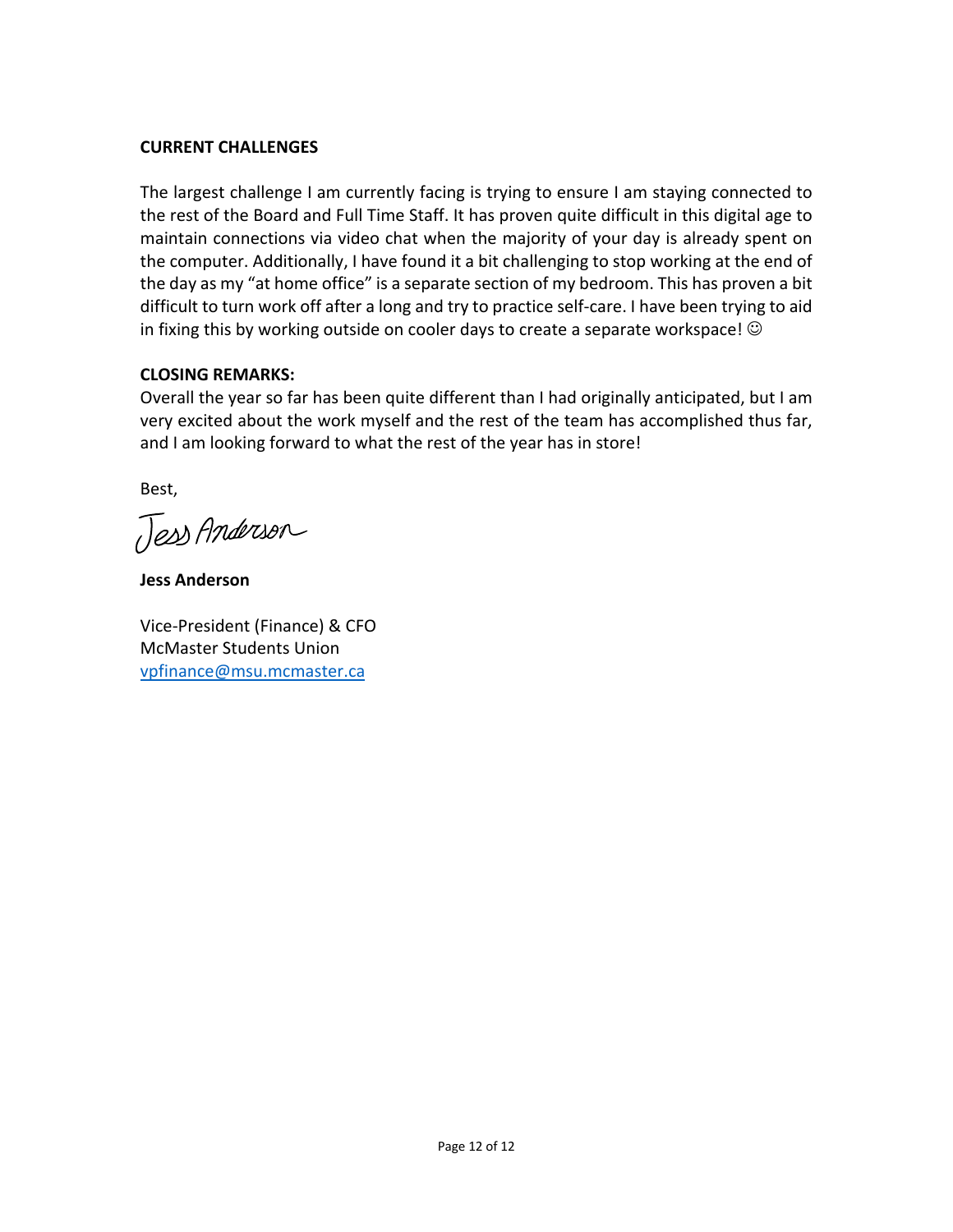**CURRENT CHALLENGES**

The largest challenge I am currently facing is trying to ensure I am staying connected to the rest of the Board and Full Time Staff. It has proven quite difficult in this digital age to maintain connections via video chat when the majority of your day is already spent on the computer. Additionally, I have found it a bit challenging to stop working at the end of the day as my "at home office" is a separate section of my bedroom. This has proven a bit difficult to turn work off after a long and try to practice self-care. I have been trying to aid in fixing this by working outside on cooler days to create a separate workspace! ☺

**CLOSING REMARKS:**

Overall the year so far has been quite different than I had originally anticipated, but I am very excited about the work myself and the rest of the team has accomplished thus far, and I am looking forward to what the rest of the year has in store!

Best,

Jess Anderson

**Jess Anderson**

Vice-President (Finance) & CFO
McMaster Students Union
vpfinance@msu.mcmaster.ca